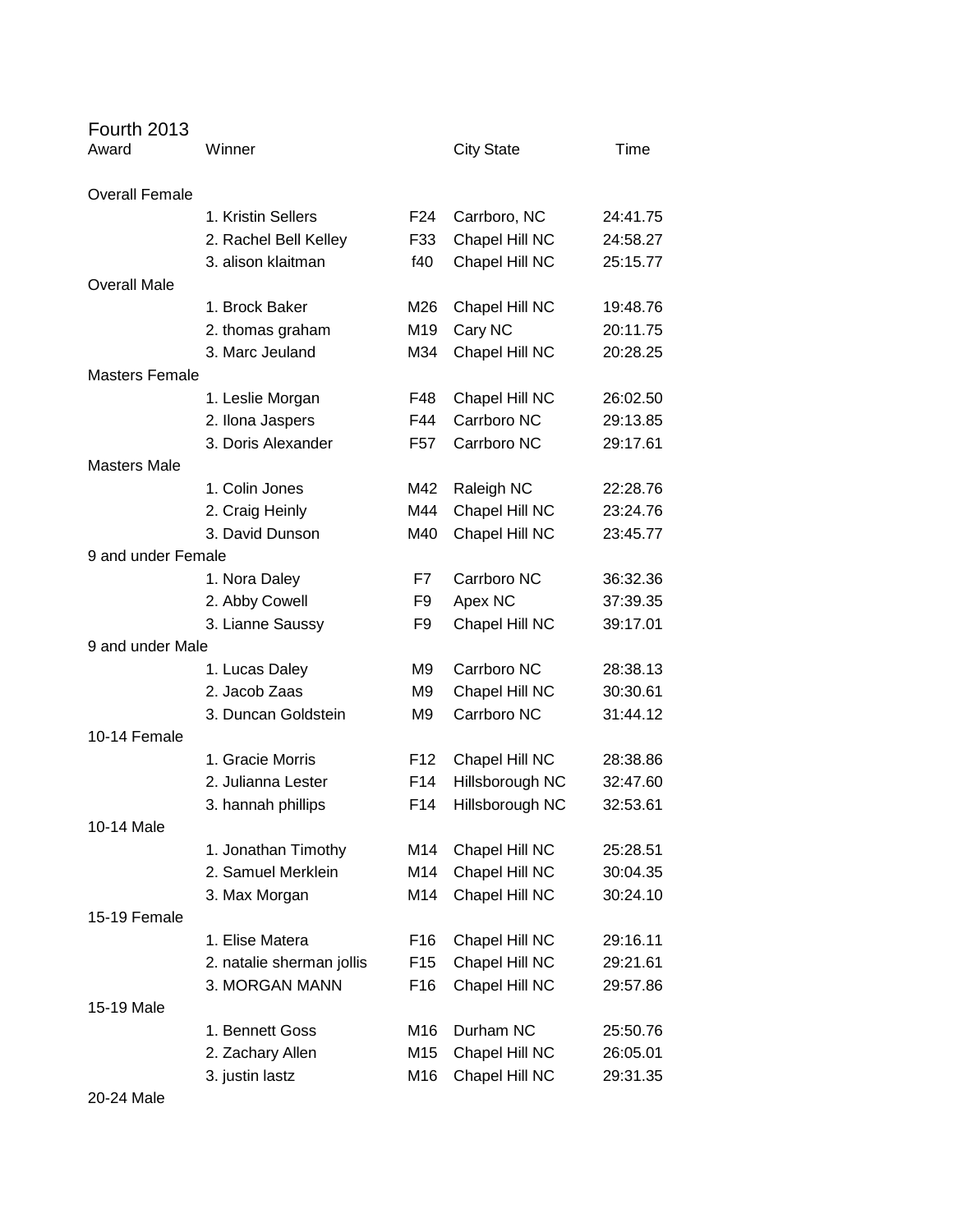# Fourth 2013

| Award | Winner | | City State | Time |
|---|---|---|---|---|
| Overall Female | | | | |
| | 1. Kristin Sellers | F24 | Carrboro, NC | 24:41.75 |
| | 2. Rachel Bell Kelley | F33 | Chapel Hill NC | 24:58.27 |
| | 3. alison klaitman | f40 | Chapel Hill NC | 25:15.77 |
| Overall Male | | | | |
| | 1. Brock Baker | M26 | Chapel Hill NC | 19:48.76 |
| | 2. thomas graham | M19 | Cary NC | 20:11.75 |
| | 3. Marc Jeuland | M34 | Chapel Hill NC | 20:28.25 |
| Masters Female | | | | |
| | 1. Leslie Morgan | F48 | Chapel Hill NC | 26:02.50 |
| | 2. Ilona Jaspers | F44 | Carrboro NC | 29:13.85 |
| | 3. Doris Alexander | F57 | Carrboro NC | 29:17.61 |
| Masters Male | | | | |
| | 1. Colin Jones | M42 | Raleigh NC | 22:28.76 |
| | 2. Craig Heinly | M44 | Chapel Hill NC | 23:24.76 |
| | 3. David Dunson | M40 | Chapel Hill NC | 23:45.77 |
| 9 and under Female | | | | |
| | 1. Nora Daley | F7 | Carrboro NC | 36:32.36 |
| | 2. Abby Cowell | F9 | Apex NC | 37:39.35 |
| | 3. Lianne Saussy | F9 | Chapel Hill NC | 39:17.01 |
| 9 and under Male | | | | |
| | 1. Lucas Daley | M9 | Carrboro NC | 28:38.13 |
| | 2. Jacob Zaas | M9 | Chapel Hill NC | 30:30.61 |
| | 3. Duncan Goldstein | M9 | Carrboro NC | 31:44.12 |
| 10-14 Female | | | | |
| | 1. Gracie Morris | F12 | Chapel Hill NC | 28:38.86 |
| | 2. Julianna Lester | F14 | Hillsborough NC | 32:47.60 |
| | 3. hannah phillips | F14 | Hillsborough NC | 32:53.61 |
| 10-14 Male | | | | |
| | 1. Jonathan Timothy | M14 | Chapel Hill NC | 25:28.51 |
| | 2. Samuel Merklein | M14 | Chapel Hill NC | 30:04.35 |
| | 3. Max Morgan | M14 | Chapel Hill NC | 30:24.10 |
| 15-19 Female | | | | |
| | 1. Elise Matera | F16 | Chapel Hill NC | 29:16.11 |
| | 2. natalie sherman jollis | F15 | Chapel Hill NC | 29:21.61 |
| | 3. MORGAN MANN | F16 | Chapel Hill NC | 29:57.86 |
| 15-19 Male | | | | |
| | 1. Bennett Goss | M16 | Durham NC | 25:50.76 |
| | 2. Zachary Allen | M15 | Chapel Hill NC | 26:05.01 |
| | 3. justin lastz | M16 | Chapel Hill NC | 29:31.35 |
| 20-24 Male | | | | |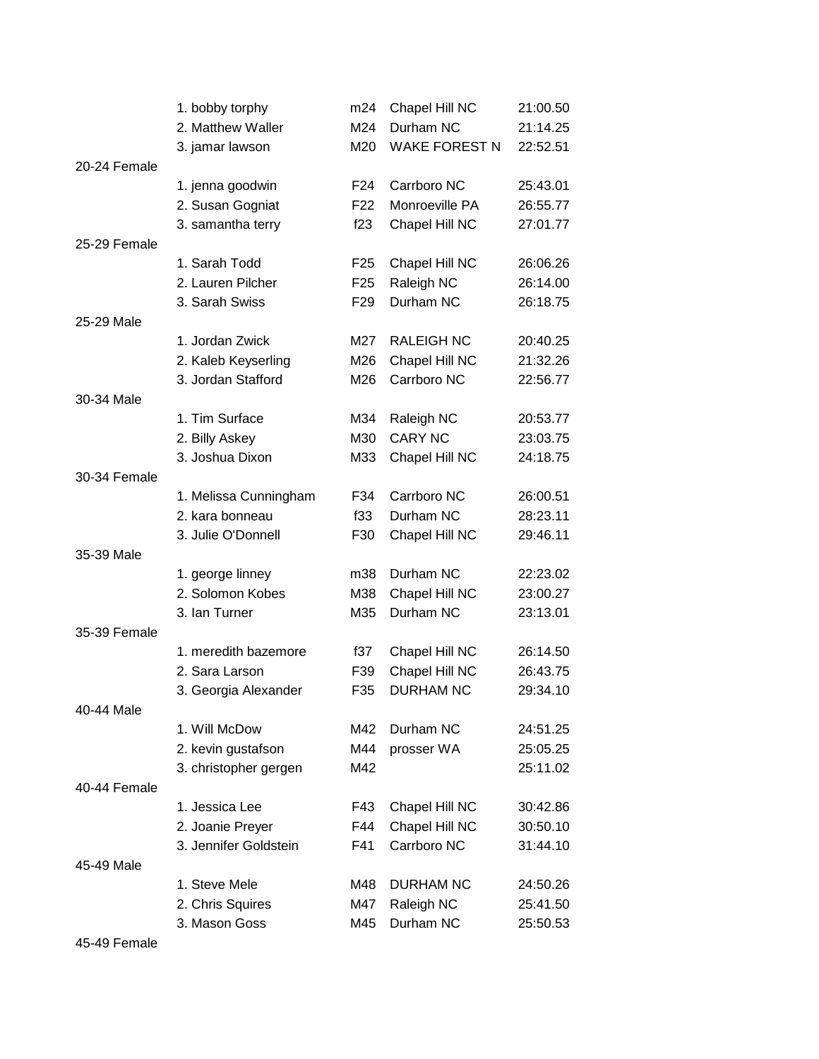| | | | | |
|---|---|---|---|---|
| | 1. bobby torphy | m24 | Chapel Hill NC | 21:00.50 |
| | 2. Matthew Waller | M24 | Durham NC | 21:14.25 |
| | 3. jamar lawson | M20 | WAKE FOREST N | 22:52.51 |
| 20-24 Female | | | | |
| | 1. jenna goodwin | F24 | Carrboro NC | 25:43.01 |
| | 2. Susan Gogniat | F22 | Monroeville PA | 26:55.77 |
| | 3. samantha terry | f23 | Chapel Hill NC | 27:01.77 |
| 25-29 Female | | | | |
| | 1. Sarah Todd | F25 | Chapel Hill NC | 26:06.26 |
| | 2. Lauren Pilcher | F25 | Raleigh NC | 26:14.00 |
| | 3. Sarah Swiss | F29 | Durham NC | 26:18.75 |
| 25-29 Male | | | | |
| | 1. Jordan Zwick | M27 | RALEIGH NC | 20:40.25 |
| | 2. Kaleb Keyserling | M26 | Chapel Hill NC | 21:32.26 |
| | 3. Jordan Stafford | M26 | Carrboro NC | 22:56.77 |
| 30-34 Male | | | | |
| | 1. Tim Surface | M34 | Raleigh NC | 20:53.77 |
| | 2. Billy Askey | M30 | CARY NC | 23:03.75 |
| | 3. Joshua Dixon | M33 | Chapel Hill NC | 24:18.75 |
| 30-34 Female | | | | |
| | 1. Melissa Cunningham | F34 | Carrboro NC | 26:00.51 |
| | 2. kara bonneau | f33 | Durham NC | 28:23.11 |
| | 3. Julie O'Donnell | F30 | Chapel Hill NC | 29:46.11 |
| 35-39 Male | | | | |
| | 1. george linney | m38 | Durham NC | 22:23.02 |
| | 2. Solomon Kobes | M38 | Chapel Hill NC | 23:00.27 |
| | 3. Ian Turner | M35 | Durham NC | 23:13.01 |
| 35-39 Female | | | | |
| | 1. meredith bazemore | f37 | Chapel Hill NC | 26:14.50 |
| | 2. Sara Larson | F39 | Chapel Hill NC | 26:43.75 |
| | 3. Georgia Alexander | F35 | DURHAM NC | 29:34.10 |
| 40-44 Male | | | | |
| | 1. Will McDow | M42 | Durham NC | 24:51.25 |
| | 2. kevin gustafson | M44 | prosser WA | 25:05.25 |
| | 3. christopher gergen | M42 | | 25:11.02 |
| 40-44 Female | | | | |
| | 1. Jessica Lee | F43 | Chapel Hill NC | 30:42.86 |
| | 2. Joanie Preyer | F44 | Chapel Hill NC | 30:50.10 |
| | 3. Jennifer Goldstein | F41 | Carrboro NC | 31:44.10 |
| 45-49 Male | | | | |
| | 1. Steve Mele | M48 | DURHAM NC | 24:50.26 |
| | 2. Chris Squires | M47 | Raleigh NC | 25:41.50 |
| | 3. Mason Goss | M45 | Durham NC | 25:50.53 |
| 45-49 Female | | | | |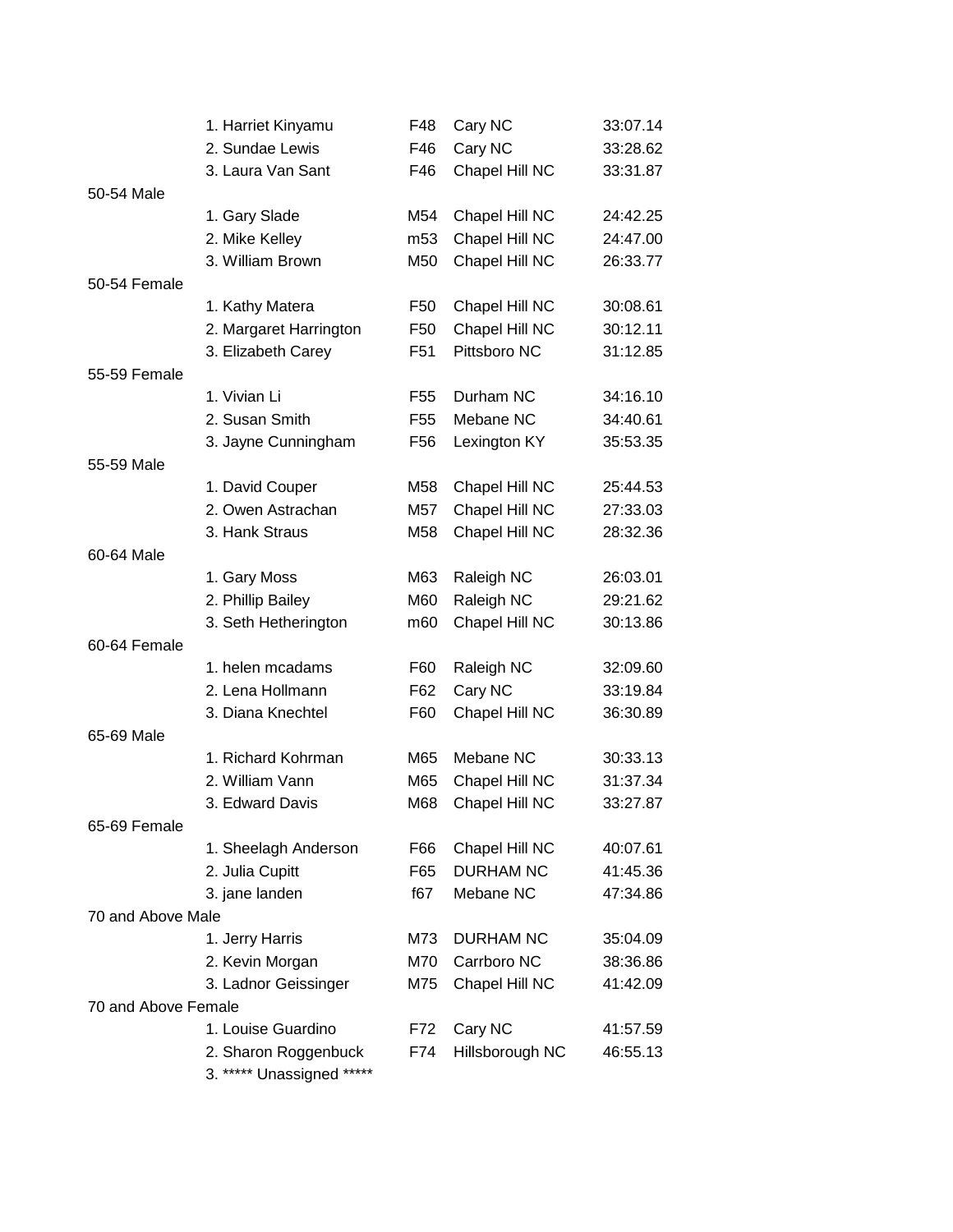| | | | | |
|---|---|---|---|---|
| | 1. Harriet Kinyamu | F48 | Cary NC | 33:07.14 |
| | 2. Sundae Lewis | F46 | Cary NC | 33:28.62 |
| | 3. Laura Van Sant | F46 | Chapel Hill NC | 33:31.87 |
| 50-54 Male | | | | |
| | 1. Gary Slade | M54 | Chapel Hill NC | 24:42.25 |
| | 2. Mike Kelley | m53 | Chapel Hill NC | 24:47.00 |
| | 3. William Brown | M50 | Chapel Hill NC | 26:33.77 |
| 50-54 Female | | | | |
| | 1. Kathy Matera | F50 | Chapel Hill NC | 30:08.61 |
| | 2. Margaret Harrington | F50 | Chapel Hill NC | 30:12.11 |
| | 3. Elizabeth Carey | F51 | Pittsboro NC | 31:12.85 |
| 55-59 Female | | | | |
| | 1. Vivian Li | F55 | Durham NC | 34:16.10 |
| | 2. Susan Smith | F55 | Mebane NC | 34:40.61 |
| | 3. Jayne Cunningham | F56 | Lexington KY | 35:53.35 |
| 55-59 Male | | | | |
| | 1. David Couper | M58 | Chapel Hill NC | 25:44.53 |
| | 2. Owen Astrachan | M57 | Chapel Hill NC | 27:33.03 |
| | 3. Hank Straus | M58 | Chapel Hill NC | 28:32.36 |
| 60-64 Male | | | | |
| | 1. Gary Moss | M63 | Raleigh NC | 26:03.01 |
| | 2. Phillip Bailey | M60 | Raleigh NC | 29:21.62 |
| | 3. Seth Hetherington | m60 | Chapel Hill NC | 30:13.86 |
| 60-64 Female | | | | |
| | 1. helen mcadams | F60 | Raleigh NC | 32:09.60 |
| | 2. Lena Hollmann | F62 | Cary NC | 33:19.84 |
| | 3. Diana Knechtel | F60 | Chapel Hill NC | 36:30.89 |
| 65-69 Male | | | | |
| | 1. Richard Kohrman | M65 | Mebane NC | 30:33.13 |
| | 2. William Vann | M65 | Chapel Hill NC | 31:37.34 |
| | 3. Edward Davis | M68 | Chapel Hill NC | 33:27.87 |
| 65-69 Female | | | | |
| | 1. Sheelagh Anderson | F66 | Chapel Hill NC | 40:07.61 |
| | 2. Julia Cupitt | F65 | DURHAM NC | 41:45.36 |
| | 3. jane landen | f67 | Mebane NC | 47:34.86 |
| 70 and Above Male | | | | |
| | 1. Jerry Harris | M73 | DURHAM NC | 35:04.09 |
| | 2. Kevin Morgan | M70 | Carrboro NC | 38:36.86 |
| | 3. Ladnor Geissinger | M75 | Chapel Hill NC | 41:42.09 |
| 70 and Above Female | | | | |
| | 1. Louise Guardino | F72 | Cary NC | 41:57.59 |
| | 2. Sharon Roggenbuck | F74 | Hillsborough NC | 46:55.13 |
| | 3. ***** Unassigned ***** | | | |